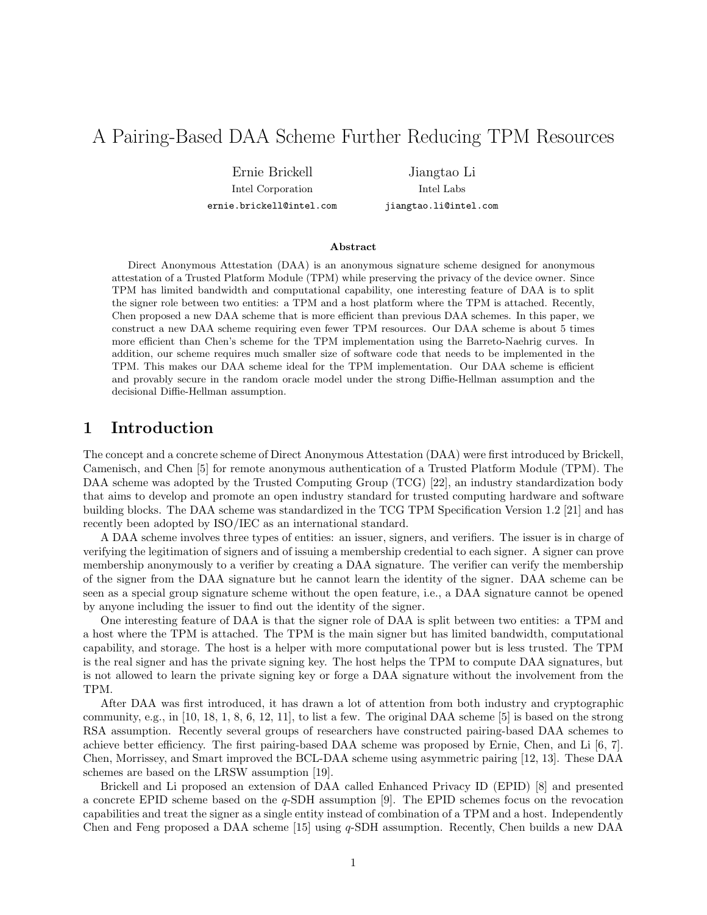# A Pairing-Based DAA Scheme Further Reducing TPM Resources

Ernie Brickell
Intel Corporation
ernie.brickell@intel.com

Jiangtao Li
Intel Labs
jiangtao.li@intel.com

### Abstract

Direct Anonymous Attestation (DAA) is an anonymous signature scheme designed for anonymous attestation of a Trusted Platform Module (TPM) while preserving the privacy of the device owner. Since TPM has limited bandwidth and computational capability, one interesting feature of DAA is to split the signer role between two entities: a TPM and a host platform where the TPM is attached. Recently, Chen proposed a new DAA scheme that is more efficient than previous DAA schemes. In this paper, we construct a new DAA scheme requiring even fewer TPM resources. Our DAA scheme is about 5 times more efficient than Chen's scheme for the TPM implementation using the Barreto-Naehrig curves. In addition, our scheme requires much smaller size of software code that needs to be implemented in the TPM. This makes our DAA scheme ideal for the TPM implementation. Our DAA scheme is efficient and provably secure in the random oracle model under the strong Diffie-Hellman assumption and the decisional Diffie-Hellman assumption.

## 1 Introduction

The concept and a concrete scheme of Direct Anonymous Attestation (DAA) were first introduced by Brickell, Camenisch, and Chen [5] for remote anonymous authentication of a Trusted Platform Module (TPM). The DAA scheme was adopted by the Trusted Computing Group (TCG) [22], an industry standardization body that aims to develop and promote an open industry standard for trusted computing hardware and software building blocks. The DAA scheme was standardized in the TCG TPM Specification Version 1.2 [21] and has recently been adopted by ISO/IEC as an international standard.

A DAA scheme involves three types of entities: an issuer, signers, and verifiers. The issuer is in charge of verifying the legitimation of signers and of issuing a membership credential to each signer. A signer can prove membership anonymously to a verifier by creating a DAA signature. The verifier can verify the membership of the signer from the DAA signature but he cannot learn the identity of the signer. DAA scheme can be seen as a special group signature scheme without the open feature, i.e., a DAA signature cannot be opened by anyone including the issuer to find out the identity of the signer.

One interesting feature of DAA is that the signer role of DAA is split between two entities: a TPM and a host where the TPM is attached. The TPM is the main signer but has limited bandwidth, computational capability, and storage. The host is a helper with more computational power but is less trusted. The TPM is the real signer and has the private signing key. The host helps the TPM to compute DAA signatures, but is not allowed to learn the private signing key or forge a DAA signature without the involvement from the TPM.

After DAA was first introduced, it has drawn a lot of attention from both industry and cryptographic community, e.g., in [10, 18, 1, 8, 6, 12, 11], to list a few. The original DAA scheme [5] is based on the strong RSA assumption. Recently several groups of researchers have constructed pairing-based DAA schemes to achieve better efficiency. The first pairing-based DAA scheme was proposed by Ernie, Chen, and Li [6, 7]. Chen, Morrissey, and Smart improved the BCL-DAA scheme using asymmetric pairing [12, 13]. These DAA schemes are based on the LRSW assumption [19].

Brickell and Li proposed an extension of DAA called Enhanced Privacy ID (EPID) [8] and presented a concrete EPID scheme based on the $q$-SDH assumption [9]. The EPID schemes focus on the revocation capabilities and treat the signer as a single entity instead of combination of a TPM and a host. Independently Chen and Feng proposed a DAA scheme [15] using $q$-SDH assumption. Recently, Chen builds a new DAA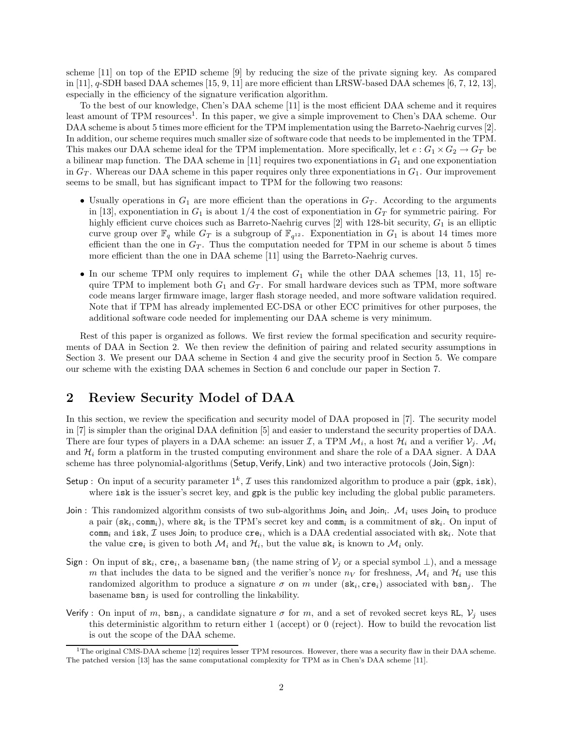scheme [11] on top of the EPID scheme [9] by reducing the size of the private signing key. As compared in [11], $q$-SDH based DAA schemes [15, 9, 11] are more efficient than LRSW-based DAA schemes [6, 7, 12, 13], especially in the efficiency of the signature verification algorithm.

To the best of our knowledge, Chen's DAA scheme [11] is the most efficient DAA scheme and it requires least amount of TPM resources[1]. In this paper, we give a simple improvement to Chen's DAA scheme. Our DAA scheme is about 5 times more efficient for the TPM implementation using the Barreto-Naehrig curves [2]. In addition, our scheme requires much smaller size of software code that needs to be implemented in the TPM. This makes our DAA scheme ideal for the TPM implementation. More specifically, let $e : G_1 \times G_2 \to G_T$ be a bilinear map function. The DAA scheme in [11] requires two exponentiations in $G_1$ and one exponentiation in $G_T$. Whereas our DAA scheme in this paper requires only three exponentiations in $G_1$. Our improvement seems to be small, but has significant impact to TPM for the following two reasons:

- Usually operations in $G_1$ are more efficient than the operations in $G_T$. According to the arguments in [13], exponentiation in $G_1$ is about 1/4 the cost of exponentiation in $G_T$ for symmetric pairing. For highly efficient curve choices such as Barreto-Naehrig curves [2] with 128-bit security, $G_1$ is an elliptic curve group over $\mathbb{F}_q$ while $G_T$ is a subgroup of $\mathbb{F}_{q^{12}}$. Exponentiation in $G_1$ is about 14 times more efficient than the one in $G_T$. Thus the computation needed for TPM in our scheme is about 5 times more efficient than the one in DAA scheme [11] using the Barreto-Naehrig curves.
- In our scheme TPM only requires to implement $G_1$ while the other DAA schemes [13, 11, 15] require TPM to implement both $G_1$ and $G_T$. For small hardware devices such as TPM, more software code means larger firmware image, larger flash storage needed, and more software validation required. Note that if TPM has already implemented EC-DSA or other ECC primitives for other purposes, the additional software code needed for implementing our DAA scheme is very minimum.

Rest of this paper is organized as follows. We first review the formal specification and security requirements of DAA in Section 2. We then review the definition of pairing and related security assumptions in Section 3. We present our DAA scheme in Section 4 and give the security proof in Section 5. We compare our scheme with the existing DAA schemes in Section 6 and conclude our paper in Section 7.

## 2 Review Security Model of DAA

In this section, we review the specification and security model of DAA proposed in [7]. The security model in [7] is simpler than the original DAA definition [5] and easier to understand the security properties of DAA. There are four types of players in a DAA scheme: an issuer $\mathcal{I}$, a TPM $\mathcal{M}_i$, a host $\mathcal{H}_i$ and a verifier $\mathcal{V}_j$. $\mathcal{M}_i$ and $\mathcal{H}_i$ form a platform in the trusted computing environment and share the role of a DAA signer. A DAA scheme has three polynomial-algorithms ($\mathsf{Setup}, \mathsf{Verify}, \mathsf{Link}$) and two interactive protocols ($\mathsf{Join}, \mathsf{Sign}$):

$\mathsf{Setup}$ : On input of a security parameter $1^k$, $\mathcal{I}$ uses this randomized algorithm to produce a pair ($\mathtt{gpk}$, $\mathtt{isk}$), where $\mathtt{isk}$ is the issuer's secret key, and $\mathtt{gpk}$ is the public key including the global public parameters.

$\mathsf{Join}$ : This randomized algorithm consists of two sub-algorithms $\mathsf{Join_t}$ and $\mathsf{Join_i}$. $\mathcal{M}_i$ uses $\mathsf{Join_t}$ to produce a pair ($\mathtt{sk}_i, \mathtt{comm}_i$), where $\mathtt{sk}_i$ is the TPM's secret key and $\mathtt{comm}_i$ is a commitment of $\mathtt{sk}_i$. On input of $\mathtt{comm}_i$ and $\mathtt{isk}$, $\mathcal{I}$ uses $\mathsf{Join_i}$ to produce $\mathtt{cre}_i$, which is a DAA credential associated with $\mathtt{sk}_i$. Note that the value $\mathtt{cre}_i$ is given to both $\mathcal{M}_i$ and $\mathcal{H}_i$, but the value $\mathtt{sk}_i$ is known to $\mathcal{M}_i$ only.

$\mathsf{Sign}$ : On input of $\mathtt{sk}_i$, $\mathtt{cre}_i$, a basename $\mathtt{bsn}_j$ (the name string of $\mathcal{V}_j$ or a special symbol $\perp$), and a message $m$ that includes the data to be signed and the verifier's nonce $n_V$ for freshness, $\mathcal{M}_i$ and $\mathcal{H}_i$ use this randomized algorithm to produce a signature $\sigma$ on $m$ under ($\mathtt{sk}_i, \mathtt{cre}_i$) associated with $\mathtt{bsn}_j$. The basename $\mathtt{bsn}_j$ is used for controlling the linkability.

$\mathsf{Verify}$ : On input of $m$, $\mathtt{bsn}_j$, a candidate signature $\sigma$ for $m$, and a set of revoked secret keys $\mathtt{RL}$, $\mathcal{V}_j$ uses this deterministic algorithm to return either 1 (accept) or 0 (reject). How to build the revocation list is out the scope of the DAA scheme.

[1] The original CMS-DAA scheme [12] requires lesser TPM resources. However, there was a security flaw in their DAA scheme. The patched version [13] has the same computational complexity for TPM as in Chen's DAA scheme [11].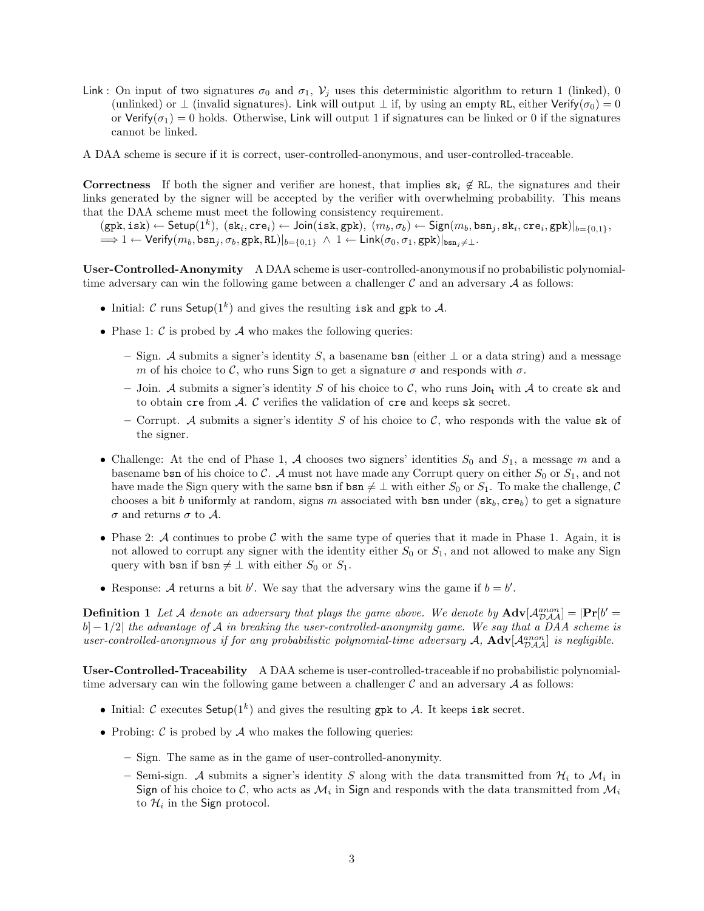Link : On input of two signatures $\sigma_0$ and $\sigma_1$, $\mathcal{V}_j$ uses this deterministic algorithm to return 1 (linked), 0 (unlinked) or $\perp$ (invalid signatures). Link will output $\perp$ if, by using an empty RL, either $\mathsf{Verify}(\sigma_0) = 0$ or $\mathsf{Verify}(\sigma_1) = 0$ holds. Otherwise, Link will output 1 if signatures can be linked or 0 if the signatures cannot be linked.

A DAA scheme is secure if it is correct, user-controlled-anonymous, and user-controlled-traceable.

**Correctness** If both the signer and verifier are honest, that implies $\mathtt{sk}_i \notin \mathtt{RL}$, the signatures and their links generated by the signer will be accepted by the verifier with overwhelming probability. This means that the DAA scheme must meet the following consistency requirement.

$(\mathtt{gpk}, \mathtt{isk}) \leftarrow \mathsf{Setup}(1^k),\ (\mathtt{sk}_i, \mathtt{cre}_i) \leftarrow \mathsf{Join}(\mathtt{isk}, \mathtt{gpk}),\ (m_b, \sigma_b) \leftarrow \mathsf{Sign}(m_b, \mathtt{bsn}_j, \mathtt{sk}_i, \mathtt{cre}_i, \mathtt{gpk})|_{b=\{0,1\}}$,
$\Longrightarrow 1 \leftarrow \mathsf{Verify}(m_b, \mathtt{bsn}_j, \sigma_b, \mathtt{gpk}, \mathtt{RL})|_{b=\{0,1\}} \ \wedge\ 1 \leftarrow \mathsf{Link}(\sigma_0, \sigma_1, \mathtt{gpk})|_{\mathtt{bsn}_j \neq \perp}$.

**User-Controlled-Anonymity** A DAA scheme is user-controlled-anonymous if no probabilistic polynomial-time adversary can win the following game between a challenger $\mathcal{C}$ and an adversary $\mathcal{A}$ as follows:

- Initial: $\mathcal{C}$ runs $\mathsf{Setup}(1^k)$ and gives the resulting isk and gpk to $\mathcal{A}$.
- Phase 1: $\mathcal{C}$ is probed by $\mathcal{A}$ who makes the following queries:
  - Sign. $\mathcal{A}$ submits a signer's identity $S$, a basename bsn (either $\perp$ or a data string) and a message $m$ of his choice to $\mathcal{C}$, who runs Sign to get a signature $\sigma$ and responds with $\sigma$.
  - Join. $\mathcal{A}$ submits a signer's identity $S$ of his choice to $\mathcal{C}$, who runs $\mathsf{Join_t}$ with $\mathcal{A}$ to create sk and to obtain cre from $\mathcal{A}$. $\mathcal{C}$ verifies the validation of cre and keeps sk secret.
  - Corrupt. $\mathcal{A}$ submits a signer's identity $S$ of his choice to $\mathcal{C}$, who responds with the value sk of the signer.
- Challenge: At the end of Phase 1, $\mathcal{A}$ chooses two signers' identities $S_0$ and $S_1$, a message $m$ and a basename bsn of his choice to $\mathcal{C}$. $\mathcal{A}$ must not have made any Corrupt query on either $S_0$ or $S_1$, and not have made the Sign query with the same bsn if $\mathtt{bsn} \neq \perp$ with either $S_0$ or $S_1$. To make the challenge, $\mathcal{C}$ chooses a bit $b$ uniformly at random, signs $m$ associated with bsn under $(\mathtt{sk}_b, \mathtt{cre}_b)$ to get a signature $\sigma$ and returns $\sigma$ to $\mathcal{A}$.
- Phase 2: $\mathcal{A}$ continues to probe $\mathcal{C}$ with the same type of queries that it made in Phase 1. Again, it is not allowed to corrupt any signer with the identity either $S_0$ or $S_1$, and not allowed to make any Sign query with bsn if $\mathtt{bsn} \neq \perp$ with either $S_0$ or $S_1$.
- Response: $\mathcal{A}$ returns a bit $b'$. We say that the adversary wins the game if $b = b'$.

**Definition 1** *Let $\mathcal{A}$ denote an adversary that plays the game above. We denote by $\mathbf{Adv}[\mathcal{A}^{anon}_{\mathcal{DAA}}] = |\mathbf{Pr}[b' = b] - 1/2|$ the advantage of $\mathcal{A}$ in breaking the user-controlled-anonymity game. We say that a DAA scheme is user-controlled-anonymous if for any probabilistic polynomial-time adversary $\mathcal{A}$, $\mathbf{Adv}[\mathcal{A}^{anon}_{\mathcal{DAA}}]$ is negligible.*

**User-Controlled-Traceability** A DAA scheme is user-controlled-traceable if no probabilistic polynomial-time adversary can win the following game between a challenger $\mathcal{C}$ and an adversary $\mathcal{A}$ as follows:

- Initial: $\mathcal{C}$ executes $\mathsf{Setup}(1^k)$ and gives the resulting gpk to $\mathcal{A}$. It keeps isk secret.
- Probing: $\mathcal{C}$ is probed by $\mathcal{A}$ who makes the following queries:
  - Sign. The same as in the game of user-controlled-anonymity.
  - Semi-sign. $\mathcal{A}$ submits a signer's identity $S$ along with the data transmitted from $\mathcal{H}_i$ to $\mathcal{M}_i$ in Sign of his choice to $\mathcal{C}$, who acts as $\mathcal{M}_i$ in Sign and responds with the data transmitted from $\mathcal{M}_i$ to $\mathcal{H}_i$ in the Sign protocol.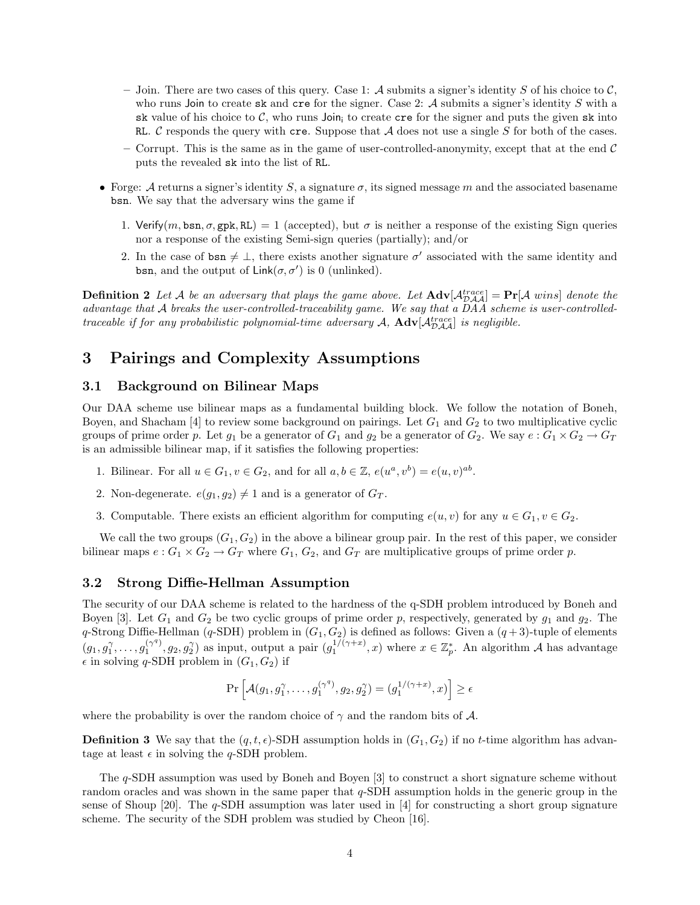- Join. There are two cases of this query. Case 1: $\mathcal{A}$ submits a signer's identity $S$ of his choice to $\mathcal{C}$, who runs Join to create sk and cre for the signer. Case 2: $\mathcal{A}$ submits a signer's identity $S$ with a sk value of his choice to $\mathcal{C}$, who runs $\mathsf{Join_i}$ to create cre for the signer and puts the given sk into RL. $\mathcal{C}$ responds the query with cre. Suppose that $\mathcal{A}$ does not use a single $S$ for both of the cases.
- Corrupt. This is the same as in the game of user-controlled-anonymity, except that at the end $\mathcal{C}$ puts the revealed sk into the list of RL.

- Forge: $\mathcal{A}$ returns a signer's identity $S$, a signature $\sigma$, its signed message $m$ and the associated basename bsn. We say that the adversary wins the game if

  1. $\mathsf{Verify}(m, \mathsf{bsn}, \sigma, \mathsf{gpk}, \mathsf{RL}) = 1$ (accepted), but $\sigma$ is neither a response of the existing Sign queries nor a response of the existing Semi-sign queries (partially); and/or
  2. In the case of $\mathsf{bsn} \neq \perp$, there exists another signature $\sigma'$ associated with the same identity and bsn, and the output of $\mathsf{Link}(\sigma, \sigma')$ is 0 (unlinked).

**Definition 2** *Let $\mathcal{A}$ be an adversary that plays the game above. Let $\mathbf{Adv}[\mathcal{A}^{trace}_{\mathcal{DAA}}] = \mathbf{Pr}[\mathcal{A}\ wins]$ denote the advantage that $\mathcal{A}$ breaks the user-controlled-traceability game. We say that a DAA scheme is user-controlled-traceable if for any probabilistic polynomial-time adversary $\mathcal{A}$, $\mathbf{Adv}[\mathcal{A}^{trace}_{\mathcal{DAA}}]$ is negligible.*

# 3 Pairings and Complexity Assumptions

## 3.1 Background on Bilinear Maps

Our DAA scheme use bilinear maps as a fundamental building block. We follow the notation of Boneh, Boyen, and Shacham [4] to review some background on pairings. Let $G_1$ and $G_2$ to two multiplicative cyclic groups of prime order $p$. Let $g_1$ be a generator of $G_1$ and $g_2$ be a generator of $G_2$. We say $e : G_1 \times G_2 \to G_T$ is an admissible bilinear map, if it satisfies the following properties:

1. Bilinear. For all $u \in G_1, v \in G_2$, and for all $a, b \in \mathbb{Z}$, $e(u^a, v^b) = e(u, v)^{ab}$.
2. Non-degenerate. $e(g_1, g_2) \neq 1$ and is a generator of $G_T$.
3. Computable. There exists an efficient algorithm for computing $e(u, v)$ for any $u \in G_1, v \in G_2$.

We call the two groups $(G_1, G_2)$ in the above a bilinear group pair. In the rest of this paper, we consider bilinear maps $e : G_1 \times G_2 \to G_T$ where $G_1$, $G_2$, and $G_T$ are multiplicative groups of prime order $p$.

## 3.2 Strong Diffie-Hellman Assumption

The security of our DAA scheme is related to the hardness of the q-SDH problem introduced by Boneh and Boyen [3]. Let $G_1$ and $G_2$ be two cyclic groups of prime order $p$, respectively, generated by $g_1$ and $g_2$. The $q$-Strong Diffie-Hellman ($q$-SDH) problem in $(G_1, G_2)$ is defined as follows: Given a $(q+3)$-tuple of elements $(g_1, g_1^{\gamma}, \ldots, g_1^{(\gamma^q)}, g_2, g_2^{\gamma})$ as input, output a pair $(g_1^{1/(\gamma+x)}, x)$ where $x \in \mathbb{Z}_p^*$. An algorithm $\mathcal{A}$ has advantage $\epsilon$ in solving $q$-SDH problem in $(G_1, G_2)$ if

$$\Pr\left[\mathcal{A}(g_1, g_1^{\gamma}, \ldots, g_1^{(\gamma^q)}, g_2, g_2^{\gamma}) = (g_1^{1/(\gamma+x)}, x)\right] \geq \epsilon$$

where the probability is over the random choice of $\gamma$ and the random bits of $\mathcal{A}$.

**Definition 3** We say that the $(q, t, \epsilon)$-SDH assumption holds in $(G_1, G_2)$ if no $t$-time algorithm has advantage at least $\epsilon$ in solving the $q$-SDH problem.

The $q$-SDH assumption was used by Boneh and Boyen [3] to construct a short signature scheme without random oracles and was shown in the same paper that $q$-SDH assumption holds in the generic group in the sense of Shoup [20]. The $q$-SDH assumption was later used in [4] for constructing a short group signature scheme. The security of the SDH problem was studied by Cheon [16].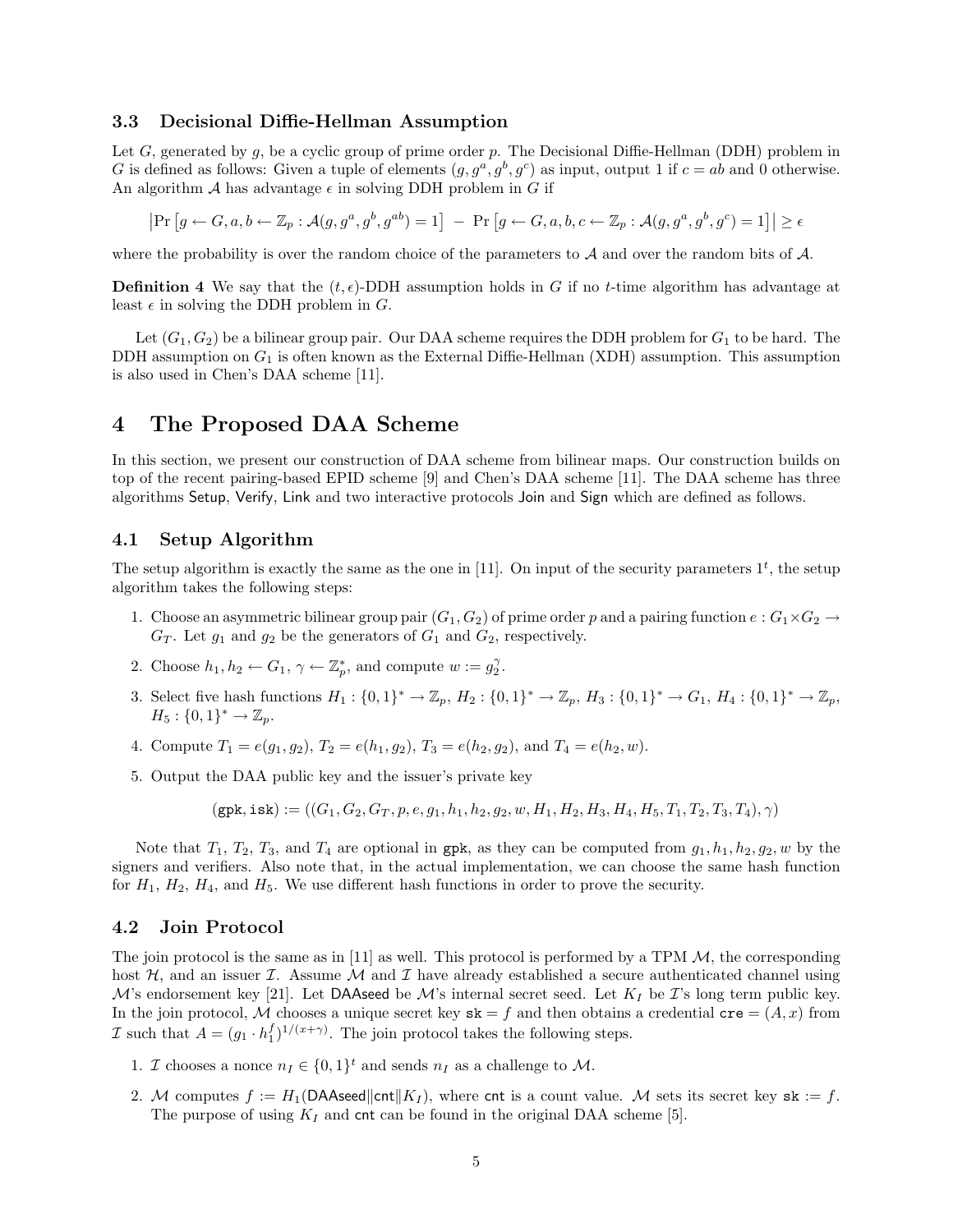### 3.3 Decisional Diffie-Hellman Assumption

Let $G$, generated by $g$, be a cyclic group of prime order $p$. The Decisional Diffie-Hellman (DDH) problem in $G$ is defined as follows: Given a tuple of elements $(g, g^a, g^b, g^c)$ as input, output 1 if $c = ab$ and 0 otherwise. An algorithm $\mathcal{A}$ has advantage $\epsilon$ in solving DDH problem in $G$ if

$$\left|\Pr\left[g \leftarrow G, a, b \leftarrow \mathbb{Z}_p : \mathcal{A}(g, g^a, g^b, g^{ab}) = 1\right] - \Pr\left[g \leftarrow G, a, b, c \leftarrow \mathbb{Z}_p : \mathcal{A}(g, g^a, g^b, g^c) = 1\right]\right| \geq \epsilon$$

where the probability is over the random choice of the parameters to $\mathcal{A}$ and over the random bits of $\mathcal{A}$.

**Definition 4** We say that the $(t, \epsilon)$-DDH assumption holds in $G$ if no $t$-time algorithm has advantage at least $\epsilon$ in solving the DDH problem in $G$.

Let $(G_1, G_2)$ be a bilinear group pair. Our DAA scheme requires the DDH problem for $G_1$ to be hard. The DDH assumption on $G_1$ is often known as the External Diffie-Hellman (XDH) assumption. This assumption is also used in Chen's DAA scheme [11].

# 4 The Proposed DAA Scheme

In this section, we present our construction of DAA scheme from bilinear maps. Our construction builds on top of the recent pairing-based EPID scheme [9] and Chen's DAA scheme [11]. The DAA scheme has three algorithms Setup, Verify, Link and two interactive protocols Join and Sign which are defined as follows.

## 4.1 Setup Algorithm

The setup algorithm is exactly the same as the one in [11]. On input of the security parameters $1^t$, the setup algorithm takes the following steps:

1. Choose an asymmetric bilinear group pair $(G_1, G_2)$ of prime order $p$ and a pairing function $e : G_1 \times G_2 \rightarrow G_T$. Let $g_1$ and $g_2$ be the generators of $G_1$ and $G_2$, respectively.
2. Choose $h_1, h_2 \leftarrow G_1$, $\gamma \leftarrow \mathbb{Z}_p^*$, and compute $w := g_2^\gamma$.
3. Select five hash functions $H_1 : \{0,1\}^* \rightarrow \mathbb{Z}_p$, $H_2 : \{0,1\}^* \rightarrow \mathbb{Z}_p$, $H_3 : \{0,1\}^* \rightarrow G_1$, $H_4 : \{0,1\}^* \rightarrow \mathbb{Z}_p$, $H_5 : \{0,1\}^* \rightarrow \mathbb{Z}_p$.
4. Compute $T_1 = e(g_1, g_2)$, $T_2 = e(h_1, g_2)$, $T_3 = e(h_2, g_2)$, and $T_4 = e(h_2, w)$.
5. Output the DAA public key and the issuer's private key

$$(\mathtt{gpk}, \mathtt{isk}) := ((G_1, G_2, G_T, p, e, g_1, h_1, h_2, g_2, w, H_1, H_2, H_3, H_4, H_5, T_1, T_2, T_3, T_4), \gamma)$$

Note that $T_1$, $T_2$, $T_3$, and $T_4$ are optional in $\mathtt{gpk}$, as they can be computed from $g_1, h_1, h_2, g_2, w$ by the signers and verifiers. Also note that, in the actual implementation, we can choose the same hash function for $H_1$, $H_2$, $H_4$, and $H_5$. We use different hash functions in order to prove the security.

## 4.2 Join Protocol

The join protocol is the same as in [11] as well. This protocol is performed by a TPM $\mathcal{M}$, the corresponding host $\mathcal{H}$, and an issuer $\mathcal{I}$. Assume $\mathcal{M}$ and $\mathcal{I}$ have already established a secure authenticated channel using $\mathcal{M}$'s endorsement key [21]. Let DAAseed be $\mathcal{M}$'s internal secret seed. Let $K_I$ be $\mathcal{I}$'s long term public key. In the join protocol, $\mathcal{M}$ chooses a unique secret key $\mathtt{sk} = f$ and then obtains a credential $\mathtt{cre} = (A, x)$ from $\mathcal{I}$ such that $A = (g_1 \cdot h_1^f)^{1/(x+\gamma)}$. The join protocol takes the following steps.

1. $\mathcal{I}$ chooses a nonce $n_I \in \{0,1\}^t$ and sends $n_I$ as a challenge to $\mathcal{M}$.
2. $\mathcal{M}$ computes $f := H_1(\mathsf{DAAseed} \| \mathsf{cnt} \| K_I)$, where $\mathsf{cnt}$ is a count value. $\mathcal{M}$ sets its secret key $\mathtt{sk} := f$. The purpose of using $K_I$ and $\mathsf{cnt}$ can be found in the original DAA scheme [5].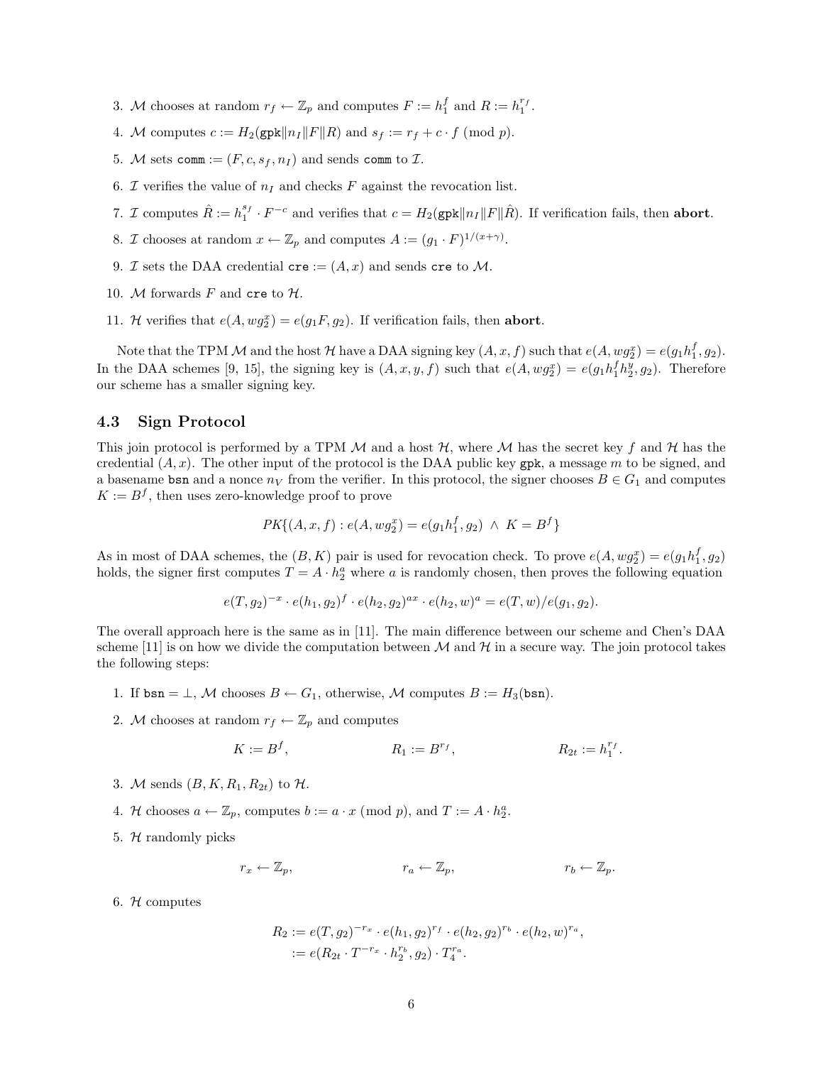3. $\mathcal{M}$ chooses at random $r_f \leftarrow \mathbb{Z}_p$ and computes $F := h_1^f$ and $R := h_1^{r_f}$.

4. $\mathcal{M}$ computes $c := H_2(\texttt{gpk}\|n_I\|F\|R)$ and $s_f := r_f + c \cdot f \pmod p$.

5. $\mathcal{M}$ sets $\texttt{comm} := (F, c, s_f, n_I)$ and sends $\texttt{comm}$ to $\mathcal{I}$.

6. $\mathcal{I}$ verifies the value of $n_I$ and checks $F$ against the revocation list.

7. $\mathcal{I}$ computes $\hat{R} := h_1^{s_f} \cdot F^{-c}$ and verifies that $c = H_2(\texttt{gpk}\|n_I\|F\|\hat{R})$. If verification fails, then **abort**.

8. $\mathcal{I}$ chooses at random $x \leftarrow \mathbb{Z}_p$ and computes $A := (g_1 \cdot F)^{1/(x+\gamma)}$.

9. $\mathcal{I}$ sets the DAA credential $\texttt{cre} := (A, x)$ and sends $\texttt{cre}$ to $\mathcal{M}$.

10. $\mathcal{M}$ forwards $F$ and $\texttt{cre}$ to $\mathcal{H}$.

11. $\mathcal{H}$ verifies that $e(A, wg_2^x) = e(g_1 F, g_2)$. If verification fails, then **abort**.

Note that the TPM $\mathcal{M}$ and the host $\mathcal{H}$ have a DAA signing key $(A, x, f)$ such that $e(A, wg_2^x) = e(g_1 h_1^f, g_2)$. In the DAA schemes [9, 15], the signing key is $(A, x, y, f)$ such that $e(A, wg_2^x) = e(g_1 h_1^f h_2^y, g_2)$. Therefore our scheme has a smaller signing key.

## 4.3 Sign Protocol

This join protocol is performed by a TPM $\mathcal{M}$ and a host $\mathcal{H}$, where $\mathcal{M}$ has the secret key $f$ and $\mathcal{H}$ has the credential $(A, x)$. The other input of the protocol is the DAA public key $\texttt{gpk}$, a message $m$ to be signed, and a basename $\texttt{bsn}$ and a nonce $n_V$ from the verifier. In this protocol, the signer chooses $B \in G_1$ and computes $K := B^f$, then uses zero-knowledge proof to prove

$$PK\{(A, x, f) : e(A, wg_2^x) = e(g_1 h_1^f, g_2) \ \wedge \ K = B^f\}$$

As in most of DAA schemes, the $(B, K)$ pair is used for revocation check. To prove $e(A, wg_2^x) = e(g_1 h_1^f, g_2)$ holds, the signer first computes $T = A \cdot h_2^a$ where $a$ is randomly chosen, then proves the following equation

$$e(T, g_2)^{-x} \cdot e(h_1, g_2)^f \cdot e(h_2, g_2)^{ax} \cdot e(h_2, w)^a = e(T, w)/e(g_1, g_2).$$

The overall approach here is the same as in [11]. The main difference between our scheme and Chen's DAA scheme [11] is on how we divide the computation between $\mathcal{M}$ and $\mathcal{H}$ in a secure way. The join protocol takes the following steps:

1. If $\texttt{bsn} = \perp$, $\mathcal{M}$ chooses $B \leftarrow G_1$, otherwise, $\mathcal{M}$ computes $B := H_3(\texttt{bsn})$.

2. $\mathcal{M}$ chooses at random $r_f \leftarrow \mathbb{Z}_p$ and computes

$$K := B^f, \qquad R_1 := B^{r_f}, \qquad R_{2t} := h_1^{r_f}.$$

3. $\mathcal{M}$ sends $(B, K, R_1, R_{2t})$ to $\mathcal{H}$.

4. $\mathcal{H}$ chooses $a \leftarrow \mathbb{Z}_p$, computes $b := a \cdot x \pmod p$, and $T := A \cdot h_2^a$.

5. $\mathcal{H}$ randomly picks

$$r_x \leftarrow \mathbb{Z}_p, \qquad r_a \leftarrow \mathbb{Z}_p, \qquad r_b \leftarrow \mathbb{Z}_p.$$

6. $\mathcal{H}$ computes

$$\begin{aligned} R_2 &:= e(T, g_2)^{-r_x} \cdot e(h_1, g_2)^{r_f} \cdot e(h_2, g_2)^{r_b} \cdot e(h_2, w)^{r_a}, \\ &:= e(R_{2t} \cdot T^{-r_x} \cdot h_2^{r_b}, g_2) \cdot T_4^{r_a}. \end{aligned}$$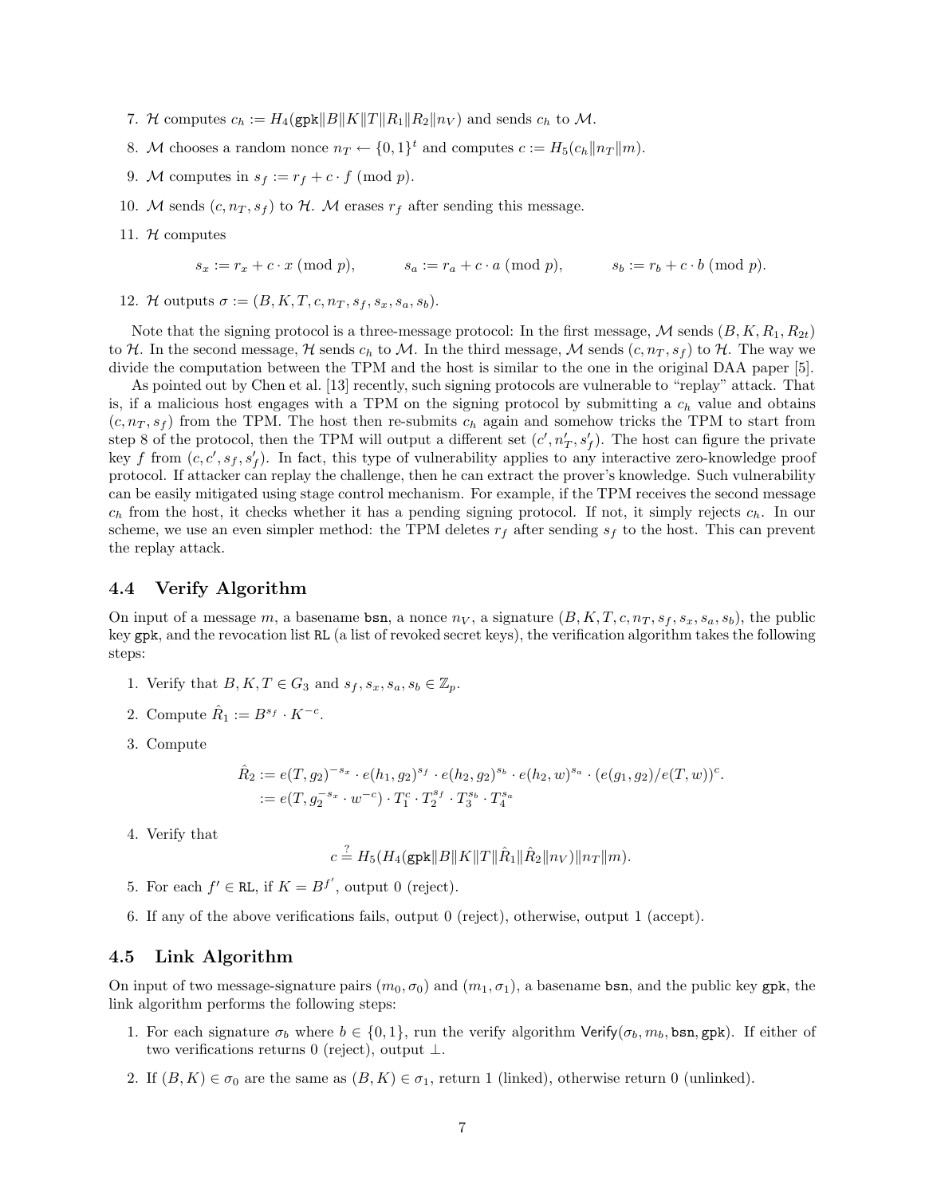7. $\mathcal{H}$ computes $c_h := H_4(\mathtt{gpk}\|B\|K\|T\|R_1\|R_2\|n_V)$ and sends $c_h$ to $\mathcal{M}$.

8. $\mathcal{M}$ chooses a random nonce $n_T \leftarrow \{0,1\}^t$ and computes $c := H_5(c_h\|n_T\|m)$.

9. $\mathcal{M}$ computes in $s_f := r_f + c \cdot f \pmod p$.

10. $\mathcal{M}$ sends $(c, n_T, s_f)$ to $\mathcal{H}$. $\mathcal{M}$ erases $r_f$ after sending this message.

11. $\mathcal{H}$ computes

$$s_x := r_x + c \cdot x \pmod p, \qquad s_a := r_a + c \cdot a \pmod p, \qquad s_b := r_b + c \cdot b \pmod p.$$

12. $\mathcal{H}$ outputs $\sigma := (B, K, T, c, n_T, s_f, s_x, s_a, s_b)$.

Note that the signing protocol is a three-message protocol: In the first message, $\mathcal{M}$ sends $(B, K, R_1, R_{2t})$ to $\mathcal{H}$. In the second message, $\mathcal{H}$ sends $c_h$ to $\mathcal{M}$. In the third message, $\mathcal{M}$ sends $(c, n_T, s_f)$ to $\mathcal{H}$. The way we divide the computation between the TPM and the host is similar to the one in the original DAA paper [5].

As pointed out by Chen et al. [13] recently, such signing protocols are vulnerable to "replay" attack. That is, if a malicious host engages with a TPM on the signing protocol by submitting a $c_h$ value and obtains $(c, n_T, s_f)$ from the TPM. The host then re-submits $c_h$ again and somehow tricks the TPM to start from step 8 of the protocol, then the TPM will output a different set $(c', n_T', s_f')$. The host can figure the private key $f$ from $(c, c', s_f, s_f')$. In fact, this type of vulnerability applies to any interactive zero-knowledge proof protocol. If attacker can replay the challenge, then he can extract the prover's knowledge. Such vulnerability can be easily mitigated using stage control mechanism. For example, if the TPM receives the second message $c_h$ from the host, it checks whether it has a pending signing protocol. If not, it simply rejects $c_h$. In our scheme, we use an even simpler method: the TPM deletes $r_f$ after sending $s_f$ to the host. This can prevent the replay attack.

### 4.4 Verify Algorithm

On input of a message $m$, a basename $\mathtt{bsn}$, a nonce $n_V$, a signature $(B, K, T, c, n_T, s_f, s_x, s_a, s_b)$, the public key $\mathtt{gpk}$, and the revocation list $\mathtt{RL}$ (a list of revoked secret keys), the verification algorithm takes the following steps:

1. Verify that $B, K, T \in G_3$ and $s_f, s_x, s_a, s_b \in \mathbb{Z}_p$.

2. Compute $\hat{R}_1 := B^{s_f} \cdot K^{-c}$.

3. Compute

$$\begin{aligned}\hat{R}_2 &:= e(T, g_2)^{-s_x} \cdot e(h_1, g_2)^{s_f} \cdot e(h_2, g_2)^{s_b} \cdot e(h_2, w)^{s_a} \cdot (e(g_1, g_2)/e(T, w))^c.\\ &:= e(T, g_2^{-s_x} \cdot w^{-c}) \cdot T_1^c \cdot T_2^{s_f} \cdot T_3^{s_b} \cdot T_4^{s_a}\end{aligned}$$

4. Verify that

$$c \stackrel{?}{=} H_5(H_4(\mathtt{gpk}\|B\|K\|T\|\hat{R}_1\|\hat{R}_2\|n_V)\|n_T\|m).$$

5. For each $f' \in \mathtt{RL}$, if $K = B^{f'}$, output 0 (reject).

6. If any of the above verifications fails, output 0 (reject), otherwise, output 1 (accept).

### 4.5 Link Algorithm

On input of two message-signature pairs $(m_0, \sigma_0)$ and $(m_1, \sigma_1)$, a basename $\mathtt{bsn}$, and the public key $\mathtt{gpk}$, the link algorithm performs the following steps:

1. For each signature $\sigma_b$ where $b \in \{0,1\}$, run the verify algorithm $\mathsf{Verify}(\sigma_b, m_b, \mathtt{bsn}, \mathtt{gpk})$. If either of two verifications returns 0 (reject), output $\perp$.

2. If $(B, K) \in \sigma_0$ are the same as $(B, K) \in \sigma_1$, return 1 (linked), otherwise return 0 (unlinked).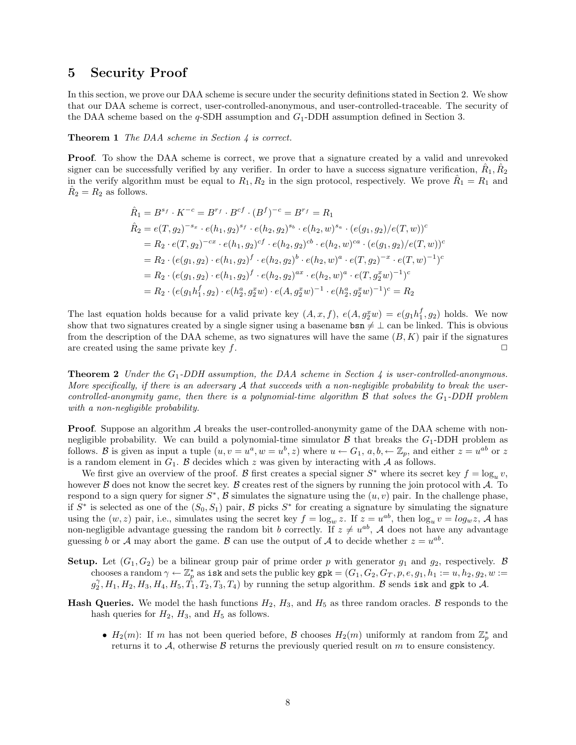# 5 Security Proof

In this section, we prove our DAA scheme is secure under the security definitions stated in Section 2. We show that our DAA scheme is correct, user-controlled-anonymous, and user-controlled-traceable. The security of the DAA scheme based on the $q$-SDH assumption and $G_1$-DDH assumption defined in Section 3.

**Theorem 1** *The DAA scheme in Section 4 is correct.*

**Proof**. To show the DAA scheme is correct, we prove that a signature created by a valid and unrevoked signer can be successfully verified by any verifier. In order to have a success signature verification, $\hat{R}_1, \hat{R}_2$ in the verify algorithm must be equal to $R_1, R_2$ in the sign protocol, respectively. We prove $\hat{R}_1 = R_1$ and $\hat{R}_2 = R_2$ as follows.

$$
\begin{aligned}
\hat{R}_1 &= B^{s_f} \cdot K^{-c} = B^{r_f} \cdot B^{cf} \cdot (B^f)^{-c} = B^{r_f} = R_1 \\
\hat{R}_2 &= e(T, g_2)^{-s_x} \cdot e(h_1, g_2)^{s_f} \cdot e(h_2, g_2)^{s_b} \cdot e(h_2, w)^{s_a} \cdot (e(g_1, g_2)/e(T, w))^c \\
&= R_2 \cdot e(T, g_2)^{-cx} \cdot e(h_1, g_2)^{cf} \cdot e(h_2, g_2)^{cb} \cdot e(h_2, w)^{ca} \cdot (e(g_1, g_2)/e(T, w))^c \\
&= R_2 \cdot (e(g_1, g_2) \cdot e(h_1, g_2)^f \cdot e(h_2, g_2)^b \cdot e(h_2, w)^a \cdot e(T, g_2)^{-x} \cdot e(T, w)^{-1})^c \\
&= R_2 \cdot (e(g_1, g_2) \cdot e(h_1, g_2)^f \cdot e(h_2, g_2)^{ax} \cdot e(h_2, w)^a \cdot e(T, g_2^x w)^{-1})^c \\
&= R_2 \cdot (e(g_1 h_1^f, g_2) \cdot e(h_2^a, g_2^x w) \cdot e(A, g_2^x w)^{-1} \cdot e(h_2^a, g_2^x w)^{-1})^c = R_2
\end{aligned}
$$

The last equation holds because for a valid private key $(A, x, f)$, $e(A, g_2^x w) = e(g_1 h_1^f, g_2)$ holds. We now show that two signatures created by a single signer using a basename $\mathtt{bsn} \neq \perp$ can be linked. This is obvious from the description of the DAA scheme, as two signatures will have the same $(B, K)$ pair if the signatures are created using the same private key $f$. □

**Theorem 2** *Under the $G_1$-DDH assumption, the DAA scheme in Section 4 is user-controlled-anonymous. More specifically, if there is an adversary $\mathcal{A}$ that succeeds with a non-negligible probability to break the user-controlled-anonymity game, then there is a polynomial-time algorithm $\mathcal{B}$ that solves the $G_1$-DDH problem with a non-negligible probability.*

**Proof**. Suppose an algorithm $\mathcal{A}$ breaks the user-controlled-anonymity game of the DAA scheme with non-negligible probability. We can build a polynomial-time simulator $\mathcal{B}$ that breaks the $G_1$-DDH problem as follows. $\mathcal{B}$ is given as input a tuple $(u, v = u^a, w = u^b, z)$ where $u \leftarrow G_1$, $a, b, \leftarrow \mathbb{Z}_p$, and either $z = u^{ab}$ or $z$ is a random element in $G_1$. $\mathcal{B}$ decides which $z$ was given by interacting with $\mathcal{A}$ as follows.

We first give an overview of the proof. $\mathcal{B}$ first creates a special signer $S^*$ where its secret key $f = \log_u v$, however $\mathcal{B}$ does not know the secret key. $\mathcal{B}$ creates rest of the signers by running the join protocol with $\mathcal{A}$. To respond to a sign query for signer $S^*$, $\mathcal{B}$ simulates the signature using the $(u, v)$ pair. In the challenge phase, if $S^*$ is selected as one of the $(S_0, S_1)$ pair, $\mathcal{B}$ picks $S^*$ for creating a signature by simulating the signature using the $(w, z)$ pair, i.e., simulates using the secret key $f = \log_w z$. If $z = u^{ab}$, then $\log_u v = log_w z$, $\mathcal{A}$ has non-negligible advantage guessing the random bit $b$ correctly. If $z \neq u^{ab}$, $\mathcal{A}$ does not have any advantage guessing $b$ or $\mathcal{A}$ may abort the game. $\mathcal{B}$ can use the output of $\mathcal{A}$ to decide whether $z = u^{ab}$.

**Setup.** Let $(G_1, G_2)$ be a bilinear group pair of prime order $p$ with generator $g_1$ and $g_2$, respectively. $\mathcal{B}$ chooses a random $\gamma \leftarrow \mathbb{Z}_p^*$ as $\mathtt{isk}$ and sets the public key $\mathtt{gpk} = (G_1, G_2, G_T, p, e, g_1, h_1 := u, h_2, g_2, w := g_2^\gamma, H_1, H_2, H_3, H_4, H_5, T_1, T_2, T_3, T_4)$ by running the setup algorithm. $\mathcal{B}$ sends $\mathtt{isk}$ and $\mathtt{gpk}$ to $\mathcal{A}$.

**Hash Queries.** We model the hash functions $H_2$, $H_3$, and $H_5$ as three random oracles. $\mathcal{B}$ responds to the hash queries for $H_2$, $H_3$, and $H_5$ as follows.

- $H_2(m)$: If $m$ has not been queried before, $\mathcal{B}$ chooses $H_2(m)$ uniformly at random from $\mathbb{Z}_p^*$ and returns it to $\mathcal{A}$, otherwise $\mathcal{B}$ returns the previously queried result on $m$ to ensure consistency.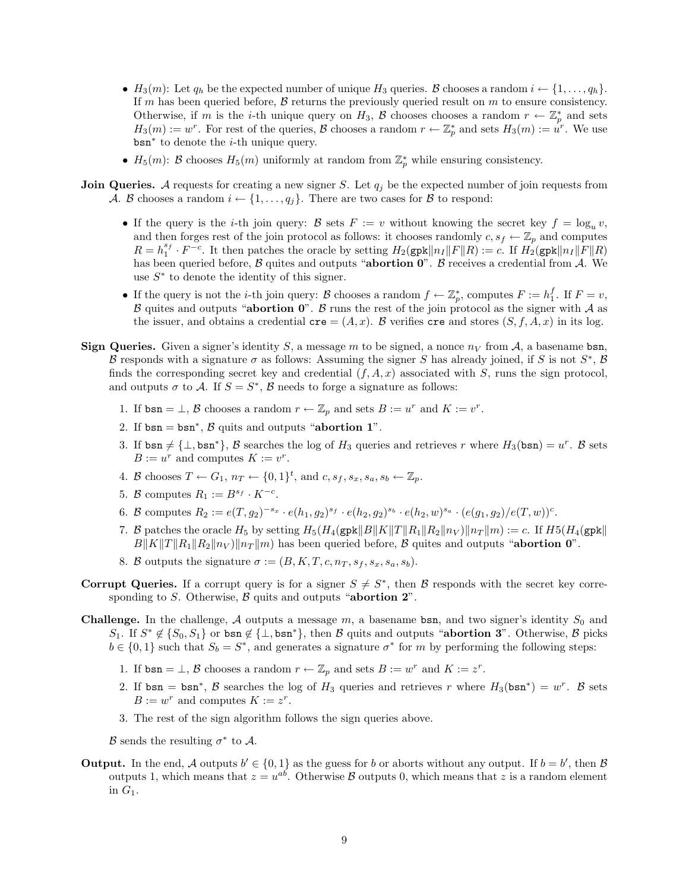- $H_3(m)$: Let $q_h$ be the expected number of unique $H_3$ queries. $\mathcal{B}$ chooses a random $i \leftarrow \{1, \ldots, q_h\}$. If $m$ has been queried before, $\mathcal{B}$ returns the previously queried result on $m$ to ensure consistency. Otherwise, if $m$ is the $i$-th unique query on $H_3$, $\mathcal{B}$ chooses chooses a random $r \leftarrow \mathbb{Z}_p^*$ and sets $H_3(m) := w^r$. For rest of the queries, $\mathcal{B}$ chooses a random $r \leftarrow \mathbb{Z}_p^*$ and sets $H_3(m) := u^r$. We use $\mathtt{bsn}^*$ to denote the $i$-th unique query.
- $H_5(m)$: $\mathcal{B}$ chooses $H_5(m)$ uniformly at random from $\mathbb{Z}_p^*$ while ensuring consistency.

**Join Queries.** $\mathcal{A}$ requests for creating a new signer $S$. Let $q_j$ be the expected number of join requests from $\mathcal{A}$. $\mathcal{B}$ chooses a random $i \leftarrow \{1, \ldots, q_j\}$. There are two cases for $\mathcal{B}$ to respond:

- If the query is the $i$-th join query: $\mathcal{B}$ sets $F := v$ without knowing the secret key $f = \log_u v$, and then forges rest of the join protocol as follows: it chooses randomly $c, s_f \leftarrow \mathbb{Z}_p$ and computes $R = h_1^{s_f} \cdot F^{-c}$. It then patches the oracle by setting $H_2(\mathtt{gpk}\|n_I\|F\|R) := c$. If $H_2(\mathtt{gpk}\|n_I\|F\|R)$ has been queried before, $\mathcal{B}$ quites and outputs "**abortion 0**". $\mathcal{B}$ receives a credential from $\mathcal{A}$. We use $S^*$ to denote the identity of this signer.
- If the query is not the $i$-th join query: $\mathcal{B}$ chooses a random $f \leftarrow \mathbb{Z}_p^*$, computes $F := h_1^f$. If $F = v$, $\mathcal{B}$ quites and outputs "**abortion 0**". $\mathcal{B}$ runs the rest of the join protocol as the signer with $\mathcal{A}$ as the issuer, and obtains a credential $\mathtt{cre} = (A, x)$. $\mathcal{B}$ verifies $\mathtt{cre}$ and stores $(S, f, A, x)$ in its log.

**Sign Queries.** Given a signer's identity $S$, a message $m$ to be signed, a nonce $n_V$ from $\mathcal{A}$, a basename $\mathtt{bsn}$, $\mathcal{B}$ responds with a signature $\sigma$ as follows: Assuming the signer $S$ has already joined, if $S$ is not $S^*$, $\mathcal{B}$ finds the corresponding secret key and credential $(f, A, x)$ associated with $S$, runs the sign protocol, and outputs $\sigma$ to $\mathcal{A}$. If $S = S^*$, $\mathcal{B}$ needs to forge a signature as follows:

1. If $\mathtt{bsn} = \perp$, $\mathcal{B}$ chooses a random $r \leftarrow \mathbb{Z}_p$ and sets $B := u^r$ and $K := v^r$.
2. If $\mathtt{bsn} = \mathtt{bsn}^*$, $\mathcal{B}$ quits and outputs "**abortion 1**".
3. If $\mathtt{bsn} \notin \{\perp, \mathtt{bsn}^*\}$, $\mathcal{B}$ searches the log of $H_3$ queries and retrieves $r$ where $H_3(\mathtt{bsn}) = u^r$. $\mathcal{B}$ sets $B := u^r$ and computes $K := v^r$.
4. $\mathcal{B}$ chooses $T \leftarrow G_1$, $n_T \leftarrow \{0,1\}^t$, and $c, s_f, s_x, s_a, s_b \leftarrow \mathbb{Z}_p$.
5. $\mathcal{B}$ computes $R_1 := B^{s_f} \cdot K^{-c}$.
6. $\mathcal{B}$ computes $R_2 := e(T, g_2)^{-s_x} \cdot e(h_1, g_2)^{s_f} \cdot e(h_2, g_2)^{s_b} \cdot e(h_2, w)^{s_a} \cdot (e(g_1, g_2)/e(T, w))^c$.
7. $\mathcal{B}$ patches the oracle $H_5$ by setting $H_5(H_4(\mathtt{gpk}\|B\|K\|T\|R_1\|R_2\|n_V)\|n_T\|m) := c$. If $H5(H_4(\mathtt{gpk}\| B\|K\|T\|R_1\|R_2\|n_V)\|n_T\|m)$ has been queried before, $\mathcal{B}$ quites and outputs "**abortion 0**".
8. $\mathcal{B}$ outputs the signature $\sigma := (B, K, T, c, n_T, s_f, s_x, s_a, s_b)$.

**Corrupt Queries.** If a corrupt query is for a signer $S \neq S^*$, then $\mathcal{B}$ responds with the secret key corresponding to $S$. Otherwise, $\mathcal{B}$ quits and outputs "**abortion 2**".

**Challenge.** In the challenge, $\mathcal{A}$ outputs a message $m$, a basename $\mathtt{bsn}$, and two signer's identity $S_0$ and $S_1$. If $S^* \notin \{S_0, S_1\}$ or $\mathtt{bsn} \notin \{\perp, \mathtt{bsn}^*\}$, then $\mathcal{B}$ quits and outputs "**abortion 3**". Otherwise, $\mathcal{B}$ picks $b \in \{0, 1\}$ such that $S_b = S^*$, and generates a signature $\sigma^*$ for $m$ by performing the following steps:

1. If $\mathtt{bsn} = \perp$, $\mathcal{B}$ chooses a random $r \leftarrow \mathbb{Z}_p$ and sets $B := w^r$ and $K := z^r$.
2. If $\mathtt{bsn} = \mathtt{bsn}^*$, $\mathcal{B}$ searches the log of $H_3$ queries and retrieves $r$ where $H_3(\mathtt{bsn}^*) = w^r$. $\mathcal{B}$ sets $B := w^r$ and computes $K := z^r$.
3. The rest of the sign algorithm follows the sign queries above.

$\mathcal{B}$ sends the resulting $\sigma^*$ to $\mathcal{A}$.

**Output.** In the end, $\mathcal{A}$ outputs $b' \in \{0, 1\}$ as the guess for $b$ or aborts without any output. If $b = b'$, then $\mathcal{B}$ outputs 1, which means that $z = u^{ab}$. Otherwise $\mathcal{B}$ outputs 0, which means that $z$ is a random element in $G_1$.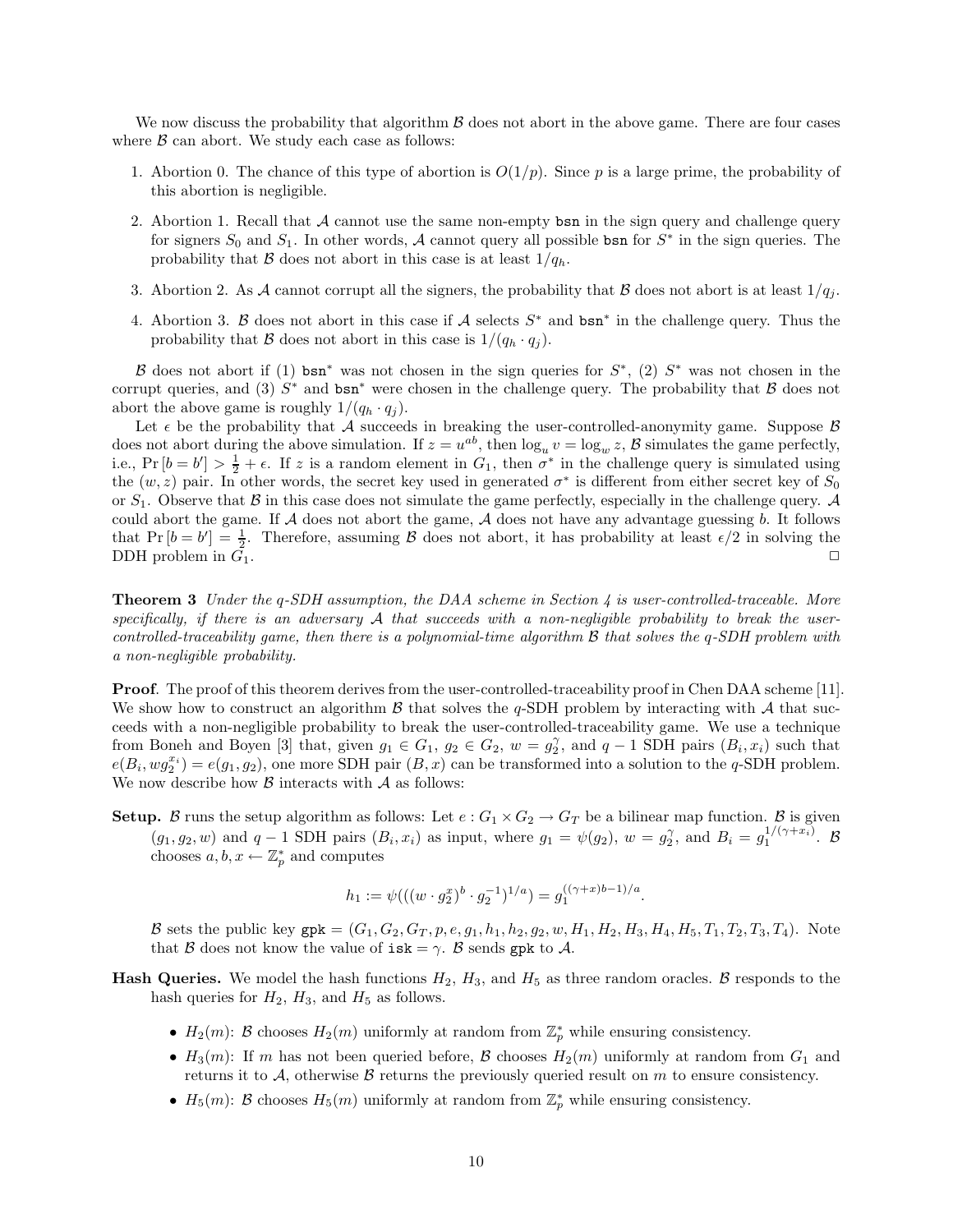We now discuss the probability that algorithm $\mathcal{B}$ does not abort in the above game. There are four cases where $\mathcal{B}$ can abort. We study each case as follows:

1. Abortion 0. The chance of this type of abortion is $O(1/p)$. Since $p$ is a large prime, the probability of this abortion is negligible.
2. Abortion 1. Recall that $\mathcal{A}$ cannot use the same non-empty `bsn` in the sign query and challenge query for signers $S_0$ and $S_1$. In other words, $\mathcal{A}$ cannot query all possible `bsn` for $S^*$ in the sign queries. The probability that $\mathcal{B}$ does not abort in this case is at least $1/q_h$.
3. Abortion 2. As $\mathcal{A}$ cannot corrupt all the signers, the probability that $\mathcal{B}$ does not abort is at least $1/q_j$.
4. Abortion 3. $\mathcal{B}$ does not abort in this case if $\mathcal{A}$ selects $S^*$ and $\mathtt{bsn}^*$ in the challenge query. Thus the probability that $\mathcal{B}$ does not abort in this case is $1/(q_h \cdot q_j)$.

$\mathcal{B}$ does not abort if (1) $\mathtt{bsn}^*$ was not chosen in the sign queries for $S^*$, (2) $S^*$ was not chosen in the corrupt queries, and (3) $S^*$ and $\mathtt{bsn}^*$ were chosen in the challenge query. The probability that $\mathcal{B}$ does not abort the above game is roughly $1/(q_h \cdot q_j)$.

Let $\epsilon$ be the probability that $\mathcal{A}$ succeeds in breaking the user-controlled-anonymity game. Suppose $\mathcal{B}$ does not abort during the above simulation. If $z = u^{ab}$, then $\log_u v = \log_w z$, $\mathcal{B}$ simulates the game perfectly, i.e., $\Pr[b = b'] > \frac{1}{2} + \epsilon$. If $z$ is a random element in $G_1$, then $\sigma^*$ in the challenge query is simulated using the $(w, z)$ pair. In other words, the secret key used in generated $\sigma^*$ is different from either secret key of $S_0$ or $S_1$. Observe that $\mathcal{B}$ in this case does not simulate the game perfectly, especially in the challenge query. $\mathcal{A}$ could abort the game. If $\mathcal{A}$ does not abort the game, $\mathcal{A}$ does not have any advantage guessing $b$. It follows that $\Pr[b = b'] = \frac{1}{2}$. Therefore, assuming $\mathcal{B}$ does not abort, it has probability at least $\epsilon/2$ in solving the DDH problem in $G_1$. □

**Theorem 3** *Under the q-SDH assumption, the DAA scheme in Section 4 is user-controlled-traceable. More specifically, if there is an adversary $\mathcal{A}$ that succeeds with a non-negligible probability to break the user-controlled-traceability game, then there is a polynomial-time algorithm $\mathcal{B}$ that solves the q-SDH problem with a non-negligible probability.*

**Proof**. The proof of this theorem derives from the user-controlled-traceability proof in Chen DAA scheme [11]. We show how to construct an algorithm $\mathcal{B}$ that solves the $q$-SDH problem by interacting with $\mathcal{A}$ that succeeds with a non-negligible probability to break the user-controlled-traceability game. We use a technique from Boneh and Boyen [3] that, given $g_1 \in G_1$, $g_2 \in G_2$, $w = g_2^{\gamma}$, and $q-1$ SDH pairs $(B_i, x_i)$ such that $e(B_i, w g_2^{x_i}) = e(g_1, g_2)$, one more SDH pair $(B, x)$ can be transformed into a solution to the $q$-SDH problem. We now describe how $\mathcal{B}$ interacts with $\mathcal{A}$ as follows:

**Setup.** $\mathcal{B}$ runs the setup algorithm as follows: Let $e : G_1 \times G_2 \rightarrow G_T$ be a bilinear map function. $\mathcal{B}$ is given $(g_1, g_2, w)$ and $q-1$ SDH pairs $(B_i, x_i)$ as input, where $g_1 = \psi(g_2)$, $w = g_2^{\gamma}$, and $B_i = g_1^{1/(\gamma + x_i)}$. $\mathcal{B}$ chooses $a, b, x \leftarrow \mathbb{Z}_p^*$ and computes

$$h_1 := \psi(((w \cdot g_2^{x})^{b} \cdot g_2^{-1})^{1/a}) = g_1^{((\gamma + x)b - 1)/a}.$$

$\mathcal{B}$ sets the public key $\mathtt{gpk} = (G_1, G_2, G_T, p, e, g_1, h_1, h_2, g_2, w, H_1, H_2, H_3, H_4, H_5, T_1, T_2, T_3, T_4)$. Note that $\mathcal{B}$ does not know the value of $\mathtt{isk} = \gamma$. $\mathcal{B}$ sends $\mathtt{gpk}$ to $\mathcal{A}$.

**Hash Queries.** We model the hash functions $H_2$, $H_3$, and $H_5$ as three random oracles. $\mathcal{B}$ responds to the hash queries for $H_2$, $H_3$, and $H_5$ as follows.

- $H_2(m)$: $\mathcal{B}$ chooses $H_2(m)$ uniformly at random from $\mathbb{Z}_p^*$ while ensuring consistency.
- $H_3(m)$: If $m$ has not been queried before, $\mathcal{B}$ chooses $H_2(m)$ uniformly at random from $G_1$ and returns it to $\mathcal{A}$, otherwise $\mathcal{B}$ returns the previously queried result on $m$ to ensure consistency.
- $H_5(m)$: $\mathcal{B}$ chooses $H_5(m)$ uniformly at random from $\mathbb{Z}_p^*$ while ensuring consistency.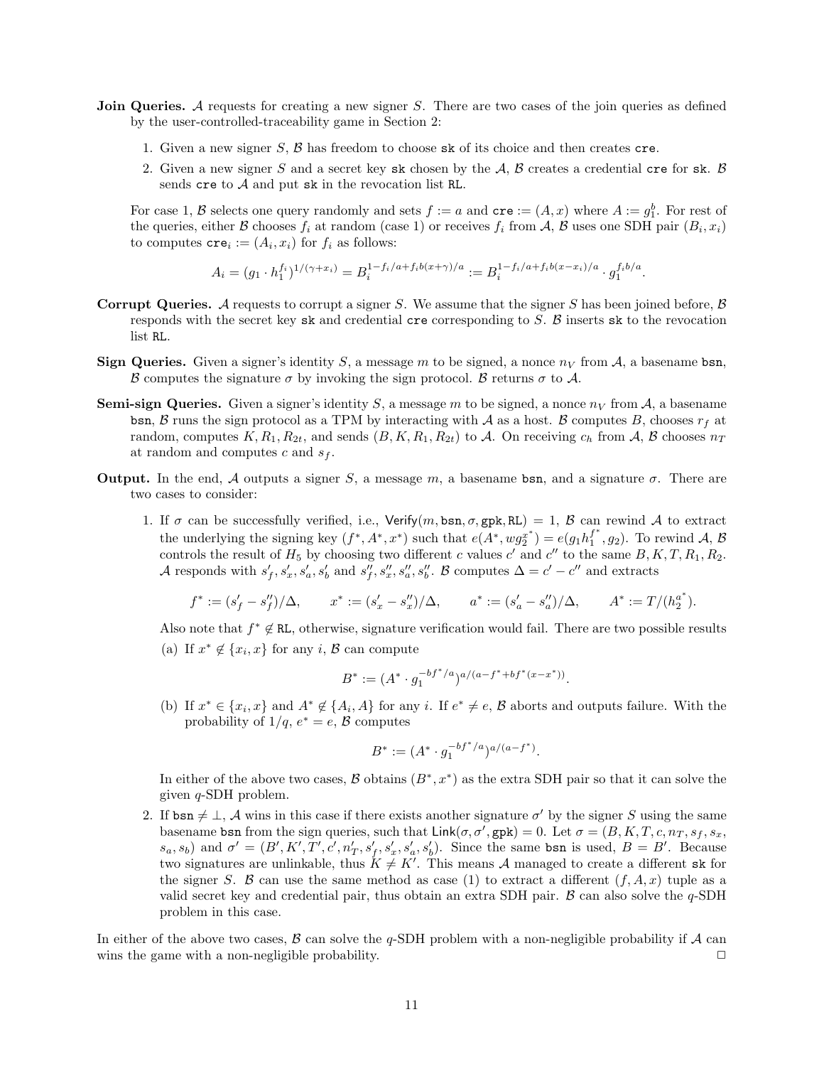**Join Queries.** $\mathcal{A}$ requests for creating a new signer $S$. There are two cases of the join queries as defined by the user-controlled-traceability game in Section 2:

1. Given a new signer $S$, $\mathcal{B}$ has freedom to choose $\mathtt{sk}$ of its choice and then creates $\mathtt{cre}$.
2. Given a new signer $S$ and a secret key $\mathtt{sk}$ chosen by the $\mathcal{A}$, $\mathcal{B}$ creates a credential $\mathtt{cre}$ for $\mathtt{sk}$. $\mathcal{B}$ sends $\mathtt{cre}$ to $\mathcal{A}$ and put $\mathtt{sk}$ in the revocation list $\mathtt{RL}$.

For case 1, $\mathcal{B}$ selects one query randomly and sets $f := a$ and $\mathtt{cre} := (A, x)$ where $A := g_1^b$. For rest of the queries, either $\mathcal{B}$ chooses $f_i$ at random (case 1) or receives $f_i$ from $\mathcal{A}$, $\mathcal{B}$ uses one SDH pair $(B_i, x_i)$ to computes $\mathtt{cre}_i := (A_i, x_i)$ for $f_i$ as follows:

$$A_i = (g_1 \cdot h_1^{f_i})^{1/(\gamma+x_i)} = B_i^{1-f_i/a+f_i b(x+\gamma)/a} := B_i^{1-f_i/a+f_i b(x-x_i)/a} \cdot g_1^{f_i b/a}.$$

**Corrupt Queries.** $\mathcal{A}$ requests to corrupt a signer $S$. We assume that the signer $S$ has been joined before, $\mathcal{B}$ responds with the secret key $\mathtt{sk}$ and credential $\mathtt{cre}$ corresponding to $S$. $\mathcal{B}$ inserts $\mathtt{sk}$ to the revocation list $\mathtt{RL}$.

**Sign Queries.** Given a signer's identity $S$, a message $m$ to be signed, a nonce $n_V$ from $\mathcal{A}$, a basename $\mathtt{bsn}$, $\mathcal{B}$ computes the signature $\sigma$ by invoking the sign protocol. $\mathcal{B}$ returns $\sigma$ to $\mathcal{A}$.

**Semi-sign Queries.** Given a signer's identity $S$, a message $m$ to be signed, a nonce $n_V$ from $\mathcal{A}$, a basename $\mathtt{bsn}$, $\mathcal{B}$ runs the sign protocol as a TPM by interacting with $\mathcal{A}$ as a host. $\mathcal{B}$ computes $B$, chooses $r_f$ at random, computes $K, R_1, R_{2t}$, and sends $(B, K, R_1, R_{2t})$ to $\mathcal{A}$. On receiving $c_h$ from $\mathcal{A}$, $\mathcal{B}$ chooses $n_T$ at random and computes $c$ and $s_f$.

**Output.** In the end, $\mathcal{A}$ outputs a signer $S$, a message $m$, a basename $\mathtt{bsn}$, and a signature $\sigma$. There are two cases to consider:

1. If $\sigma$ can be successfully verified, i.e., $\mathsf{Verify}(m, \mathtt{bsn}, \sigma, \mathtt{gpk}, \mathtt{RL}) = 1$, $\mathcal{B}$ can rewind $\mathcal{A}$ to extract the underlying the signing key $(f^*, A^*, x^*)$ such that $e(A^*, wg_2^{x^*}) = e(g_1 h_1^{f^*}, g_2)$. To rewind $\mathcal{A}$, $\mathcal{B}$ controls the result of $H_5$ by choosing two different $c$ values $c'$ and $c''$ to the same $B, K, T, R_1, R_2$. $\mathcal{A}$ responds with $s'_f, s'_x, s'_a, s'_b$ and $s''_f, s''_x, s''_a, s''_b$. $\mathcal{B}$ computes $\Delta = c' - c''$ and extracts

$$f^* := (s'_f - s''_f)/\Delta, \qquad x^* := (s'_x - s''_x)/\Delta, \qquad a^* := (s'_a - s''_a)/\Delta, \qquad A^* := T/(h_2^{a^*}).$$

   Also note that $f^* \notin \mathtt{RL}$, otherwise, signature verification would fail. There are two possible results

   (a) If $x^* \notin \{x_i, x\}$ for any $i$, $\mathcal{B}$ can compute

   $$B^* := (A^* \cdot g_1^{-bf^*/a})^{a/(a-f^*+bf^*(x-x^*))}.$$

   (b) If $x^* \in \{x_i, x\}$ and $A^* \notin \{A_i, A\}$ for any $i$. If $e^* \neq e$, $\mathcal{B}$ aborts and outputs failure. With the probability of $1/q$, $e^* = e$, $\mathcal{B}$ computes

   $$B^* := (A^* \cdot g_1^{-bf^*/a})^{a/(a-f^*)}.$$

   In either of the above two cases, $\mathcal{B}$ obtains $(B^*, x^*)$ as the extra SDH pair so that it can solve the given $q$-SDH problem.

2. If $\mathtt{bsn} \neq \perp$, $\mathcal{A}$ wins in this case if there exists another signature $\sigma'$ by the signer $S$ using the same basename $\mathtt{bsn}$ from the sign queries, such that $\mathsf{Link}(\sigma, \sigma', \mathtt{gpk}) = 0$. Let $\sigma = (B, K, T, c, n_T, s_f, s_x, s_a, s_b)$ and $\sigma' = (B', K', T', c', n'_T, s'_f, s'_x, s'_a, s'_b)$. Since the same $\mathtt{bsn}$ is used, $B = B'$. Because two signatures are unlinkable, thus $K \neq K'$. This means $\mathcal{A}$ managed to create a different $\mathtt{sk}$ for the signer $S$. $\mathcal{B}$ can use the same method as case (1) to extract a different $(f, A, x)$ tuple as a valid secret key and credential pair, thus obtain an extra SDH pair. $\mathcal{B}$ can also solve the $q$-SDH problem in this case.

In either of the above two cases, $\mathcal{B}$ can solve the $q$-SDH problem with a non-negligible probability if $\mathcal{A}$ can wins the game with a non-negligible probability. □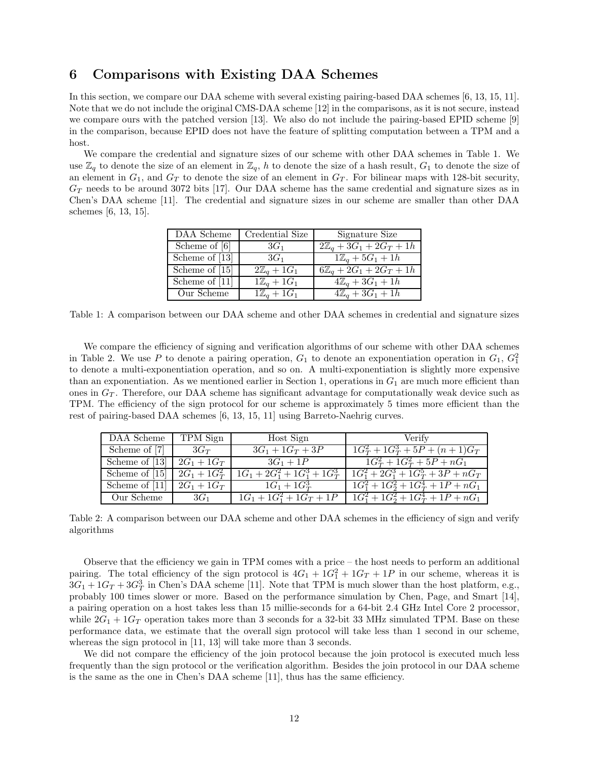# 6 Comparisons with Existing DAA Schemes

In this section, we compare our DAA scheme with several existing pairing-based DAA schemes [6, 13, 15, 11]. Note that we do not include the original CMS-DAA scheme [12] in the comparisons, as it is not secure, instead we compare ours with the patched version [13]. We also do not include the pairing-based EPID scheme [9] in the comparison, because EPID does not have the feature of splitting computation between a TPM and a host.

We compare the credential and signature sizes of our scheme with other DAA schemes in Table 1. We use $\mathbb{Z}_q$ to denote the size of an element in $\mathbb{Z}_q$, $h$ to denote the size of a hash result, $G_1$ to denote the size of an element in $G_1$, and $G_T$ to denote the size of an element in $G_T$. For bilinear maps with 128-bit security, $G_T$ needs to be around 3072 bits [17]. Our DAA scheme has the same credential and signature sizes as in Chen's DAA scheme [11]. The credential and signature sizes in our scheme are smaller than other DAA schemes [6, 13, 15].

| DAA Scheme | Credential Size | Signature Size |
|---|---|---|
| Scheme of [6] | $3G_1$ | $2\mathbb{Z}_q + 3G_1 + 2G_T + 1h$ |
| Scheme of [13] | $3G_1$ | $1\mathbb{Z}_q + 5G_1 + 1h$ |
| Scheme of [15] | $2\mathbb{Z}_q + 1G_1$ | $6\mathbb{Z}_q + 2G_1 + 2G_T + 1h$ |
| Scheme of [11] | $1\mathbb{Z}_q + 1G_1$ | $4\mathbb{Z}_q + 3G_1 + 1h$ |
| Our Scheme | $1\mathbb{Z}_q + 1G_1$ | $4\mathbb{Z}_q + 3G_1 + 1h$ |

Table 1: A comparison between our DAA scheme and other DAA schemes in credential and signature sizes

We compare the efficiency of signing and verification algorithms of our scheme with other DAA schemes in Table 2. We use $P$ to denote a pairing operation, $G_1$ to denote an exponentiation operation in $G_1$, $G_1^2$ to denote a multi-exponentiation operation, and so on. A multi-exponentiation is slightly more expensive than an exponentiation. As we mentioned earlier in Section 1, operations in $G_1$ are much more efficient than ones in $G_T$. Therefore, our DAA scheme has significant advantage for computationally weak device such as TPM. The efficiency of the sign protocol for our scheme is approximately 5 times more efficient than the rest of pairing-based DAA schemes [6, 13, 15, 11] using Barreto-Naehrig curves.

| DAA Scheme | TPM Sign | Host Sign | Verify |
|---|---|---|---|
| Scheme of [7] | $3G_T$ | $3G_1 + 1G_T + 3P$ | $1G_T^2 + 1G_T^3 + 5P + (n+1)G_T$ |
| Scheme of [13] | $2G_1 + 1G_T$ | $3G_1 + 1P$ | $1G_T^2 + 1G_T^2 + 5P + nG_1$ |
| Scheme of [15] | $2G_1 + 1G_T^2$ | $1G_1 + 2G_1^2 + 1G_1^3 + 1G_T^3$ | $1G_1^2 + 2G_1^3 + 1G_T^5 + 3P + nG_T$ |
| Scheme of [11] | $2G_1 + 1G_T$ | $1G_1 + 1G_T^3$ | $1G_1^2 + 1G_2^2 + 1G_T^4 + 1P + nG_1$ |
| Our Scheme | $3G_1$ | $1G_1 + 1G_1^2 + 1G_T + 1P$ | $1G_1^2 + 1G_2^2 + 1G_T^4 + 1P + nG_1$ |

Table 2: A comparison between our DAA scheme and other DAA schemes in the efficiency of sign and verify algorithms

Observe that the efficiency we gain in TPM comes with a price – the host needs to perform an additional pairing. The total efficiency of the sign protocol is $4G_1 + 1G_1^2 + 1G_T + 1P$ in our scheme, whereas it is $3G_1 + 1G_T + 3G_T^3$ in Chen's DAA scheme [11]. Note that TPM is much slower than the host platform, e.g., probably 100 times slower or more. Based on the performance simulation by Chen, Page, and Smart [14], a pairing operation on a host takes less than 15 millie-seconds for a 64-bit 2.4 GHz Intel Core 2 processor, while $2G_1 + 1G_T$ operation takes more than 3 seconds for a 32-bit 33 MHz simulated TPM. Base on these performance data, we estimate that the overall sign protocol will take less than 1 second in our scheme, whereas the sign protocol in [11, 13] will take more than 3 seconds.

We did not compare the efficiency of the join protocol because the join protocol is executed much less frequently than the sign protocol or the verification algorithm. Besides the join protocol in our DAA scheme is the same as the one in Chen's DAA scheme [11], thus has the same efficiency.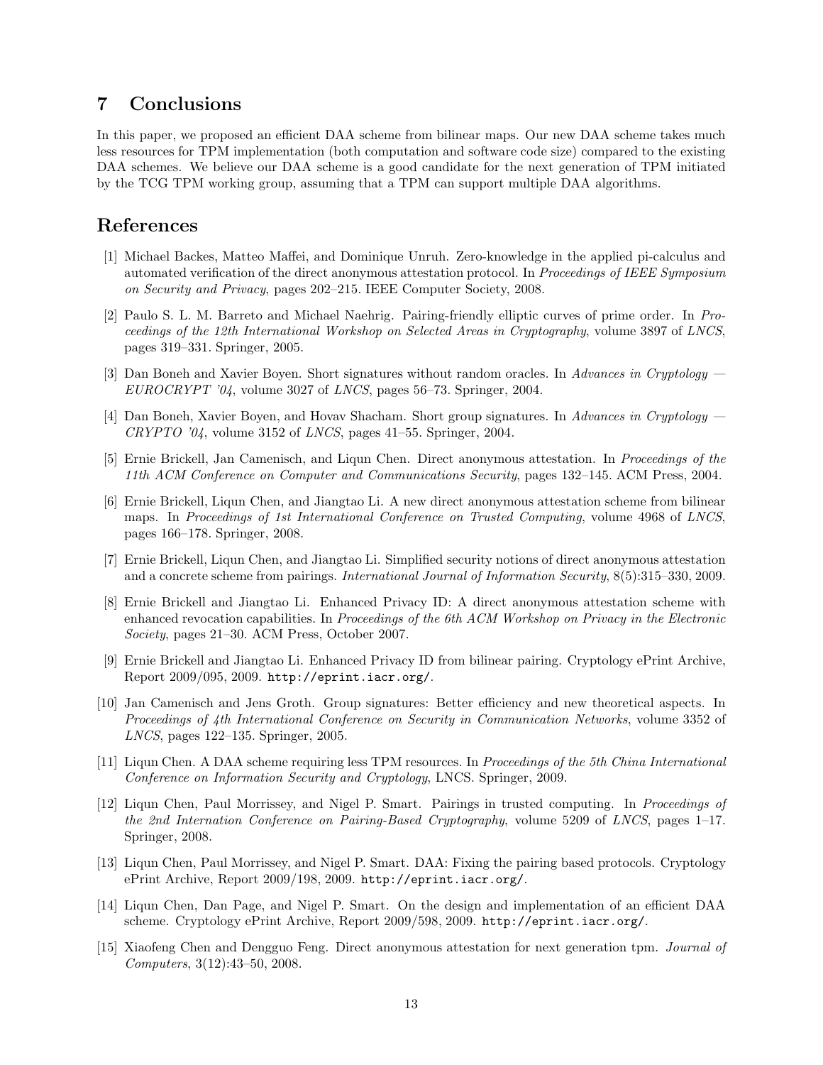## 7 Conclusions

In this paper, we proposed an efficient DAA scheme from bilinear maps. Our new DAA scheme takes much less resources for TPM implementation (both computation and software code size) compared to the existing DAA schemes. We believe our DAA scheme is a good candidate for the next generation of TPM initiated by the TCG TPM working group, assuming that a TPM can support multiple DAA algorithms.

## References

[1] Michael Backes, Matteo Maffei, and Dominique Unruh. Zero-knowledge in the applied pi-calculus and automated verification of the direct anonymous attestation protocol. In *Proceedings of IEEE Symposium on Security and Privacy*, pages 202–215. IEEE Computer Society, 2008.

[2] Paulo S. L. M. Barreto and Michael Naehrig. Pairing-friendly elliptic curves of prime order. In *Proceedings of the 12th International Workshop on Selected Areas in Cryptography*, volume 3897 of *LNCS*, pages 319–331. Springer, 2005.

[3] Dan Boneh and Xavier Boyen. Short signatures without random oracles. In *Advances in Cryptology — EUROCRYPT '04*, volume 3027 of *LNCS*, pages 56–73. Springer, 2004.

[4] Dan Boneh, Xavier Boyen, and Hovav Shacham. Short group signatures. In *Advances in Cryptology — CRYPTO '04*, volume 3152 of *LNCS*, pages 41–55. Springer, 2004.

[5] Ernie Brickell, Jan Camenisch, and Liqun Chen. Direct anonymous attestation. In *Proceedings of the 11th ACM Conference on Computer and Communications Security*, pages 132–145. ACM Press, 2004.

[6] Ernie Brickell, Liqun Chen, and Jiangtao Li. A new direct anonymous attestation scheme from bilinear maps. In *Proceedings of 1st International Conference on Trusted Computing*, volume 4968 of *LNCS*, pages 166–178. Springer, 2008.

[7] Ernie Brickell, Liqun Chen, and Jiangtao Li. Simplified security notions of direct anonymous attestation and a concrete scheme from pairings. *International Journal of Information Security*, 8(5):315–330, 2009.

[8] Ernie Brickell and Jiangtao Li. Enhanced Privacy ID: A direct anonymous attestation scheme with enhanced revocation capabilities. In *Proceedings of the 6th ACM Workshop on Privacy in the Electronic Society*, pages 21–30. ACM Press, October 2007.

[9] Ernie Brickell and Jiangtao Li. Enhanced Privacy ID from bilinear pairing. Cryptology ePrint Archive, Report 2009/095, 2009. `http://eprint.iacr.org/`.

[10] Jan Camenisch and Jens Groth. Group signatures: Better efficiency and new theoretical aspects. In *Proceedings of 4th International Conference on Security in Communication Networks*, volume 3352 of *LNCS*, pages 122–135. Springer, 2005.

[11] Liqun Chen. A DAA scheme requiring less TPM resources. In *Proceedings of the 5th China International Conference on Information Security and Cryptology*, LNCS. Springer, 2009.

[12] Liqun Chen, Paul Morrissey, and Nigel P. Smart. Pairings in trusted computing. In *Proceedings of the 2nd Internation Conference on Pairing-Based Cryptography*, volume 5209 of *LNCS*, pages 1–17. Springer, 2008.

[13] Liqun Chen, Paul Morrissey, and Nigel P. Smart. DAA: Fixing the pairing based protocols. Cryptology ePrint Archive, Report 2009/198, 2009. `http://eprint.iacr.org/`.

[14] Liqun Chen, Dan Page, and Nigel P. Smart. On the design and implementation of an efficient DAA scheme. Cryptology ePrint Archive, Report 2009/598, 2009. `http://eprint.iacr.org/`.

[15] Xiaofeng Chen and Dengguo Feng. Direct anonymous attestation for next generation tpm. *Journal of Computers*, 3(12):43–50, 2008.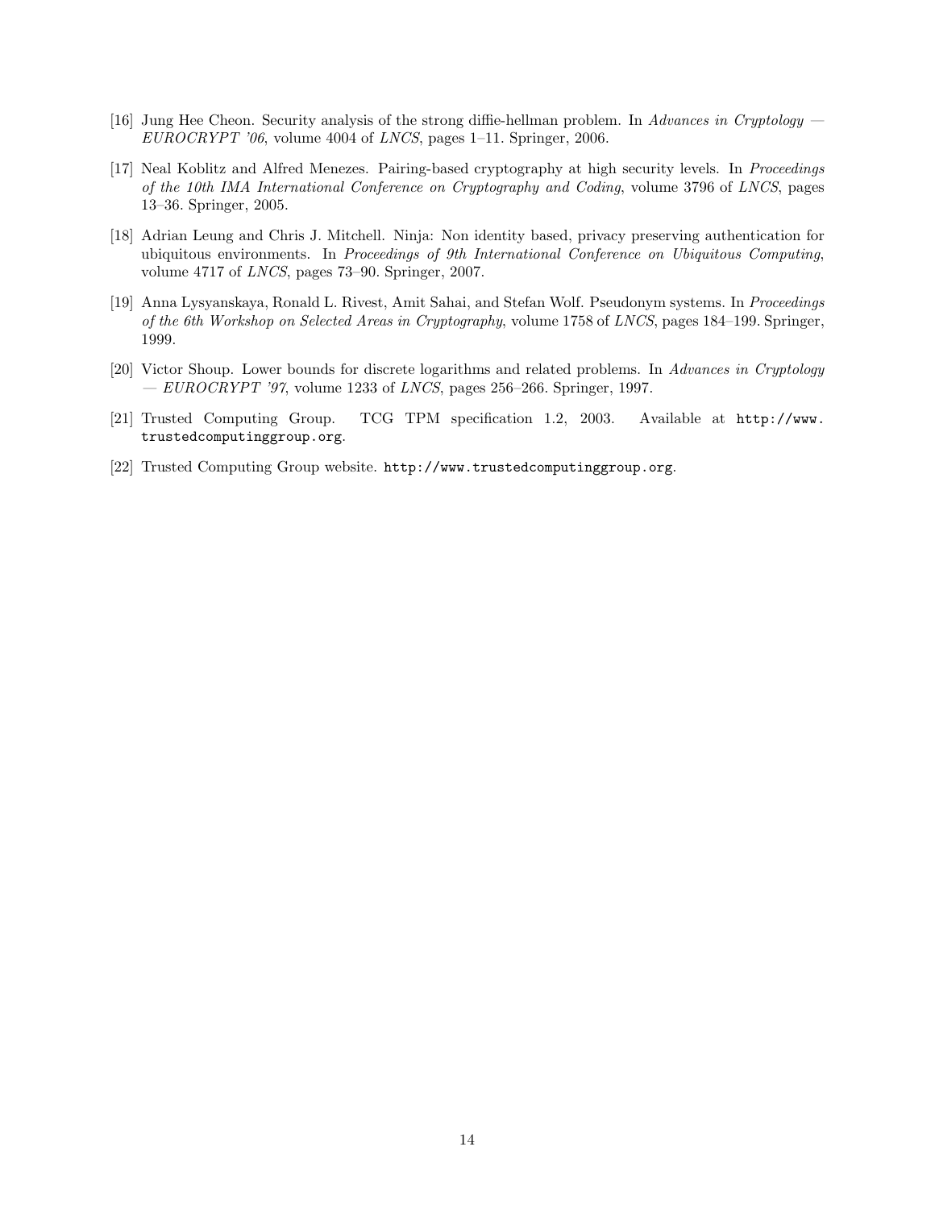[16] Jung Hee Cheon. Security analysis of the strong diffie-hellman problem. In *Advances in Cryptology — EUROCRYPT '06*, volume 4004 of *LNCS*, pages 1–11. Springer, 2006.

[17] Neal Koblitz and Alfred Menezes. Pairing-based cryptography at high security levels. In *Proceedings of the 10th IMA International Conference on Cryptography and Coding*, volume 3796 of *LNCS*, pages 13–36. Springer, 2005.

[18] Adrian Leung and Chris J. Mitchell. Ninja: Non identity based, privacy preserving authentication for ubiquitous environments. In *Proceedings of 9th International Conference on Ubiquitous Computing*, volume 4717 of *LNCS*, pages 73–90. Springer, 2007.

[19] Anna Lysyanskaya, Ronald L. Rivest, Amit Sahai, and Stefan Wolf. Pseudonym systems. In *Proceedings of the 6th Workshop on Selected Areas in Cryptography*, volume 1758 of *LNCS*, pages 184–199. Springer, 1999.

[20] Victor Shoup. Lower bounds for discrete logarithms and related problems. In *Advances in Cryptology — EUROCRYPT '97*, volume 1233 of *LNCS*, pages 256–266. Springer, 1997.

[21] Trusted Computing Group. TCG TPM specification 1.2, 2003. Available at `http://www.trustedcomputinggroup.org`.

[22] Trusted Computing Group website. `http://www.trustedcomputinggroup.org`.